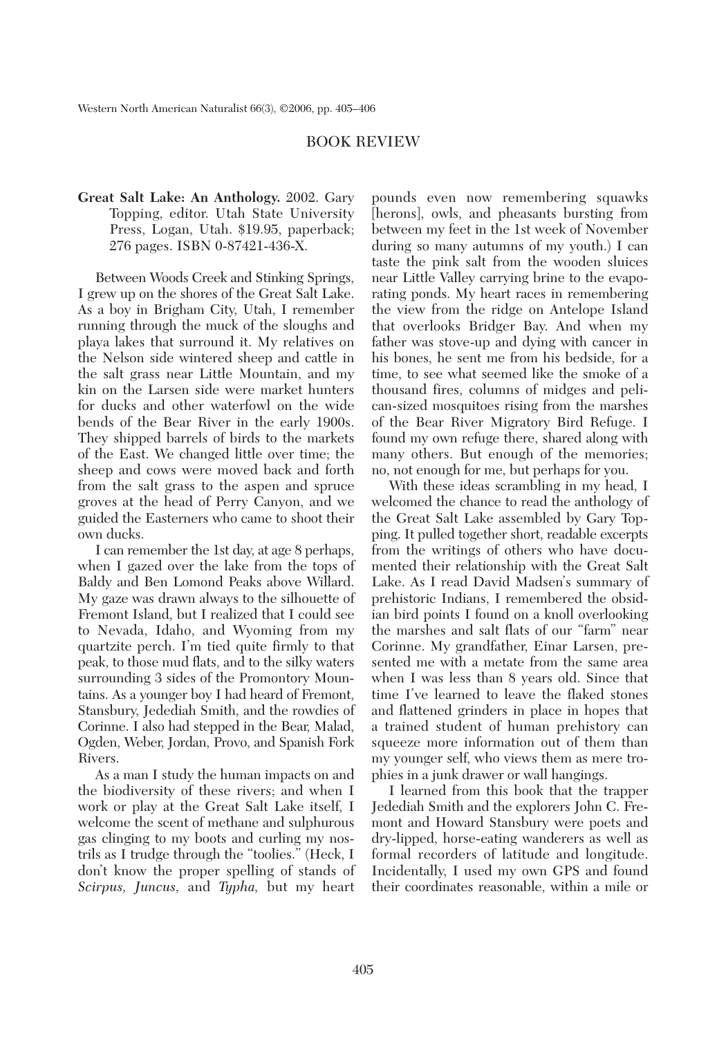## BOOK REVIEW

**Great Salt Lake: An Anthology.** 2002. Gary Topping, editor. Utah State University Press, Logan, Utah. $19.95, paperback; 276 pages. ISBN 0-87421-436-X.

Between Woods Creek and Stinking Springs, I grew up on the shores of the Great Salt Lake. As a boy in Brigham City, Utah, I remember running through the muck of the sloughs and playa lakes that surround it. My relatives on the Nelson side wintered sheep and cattle in the salt grass near Little Mountain, and my kin on the Larsen side were market hunters for ducks and other waterfowl on the wide bends of the Bear River in the early 1900s. They shipped barrels of birds to the markets of the East. We changed little over time; the sheep and cows were moved back and forth from the salt grass to the aspen and spruce groves at the head of Perry Canyon, and we guided the Easterners who came to shoot their own ducks.

I can remember the 1st day, at age 8 perhaps, when I gazed over the lake from the tops of Baldy and Ben Lomond Peaks above Willard. My gaze was drawn always to the silhouette of Fremont Island, but I realized that I could see to Nevada, Idaho, and Wyoming from my quartzite perch. I'm tied quite firmly to that peak, to those mud flats, and to the silky waters surrounding 3 sides of the Promontory Mountains. As a younger boy I had heard of Fremont, Stansbury, Jedediah Smith, and the rowdies of Corinne. I also had stepped in the Bear, Malad, Ogden, Weber, Jordan, Provo, and Spanish Fork Rivers.

As a man I study the human impacts on and the biodiversity of these rivers; and when I work or play at the Great Salt Lake itself, I welcome the scent of methane and sulphurous gas clinging to my boots and curling my nostrils as I trudge through the "toolies." (Heck, I don't know the proper spelling of stands of *Scirpus*, *Juncus*, and *Typha*, but my heart pounds even now remembering squawks [herons], owls, and pheasants bursting from between my feet in the 1st week of November during so many autumns of my youth.) I can taste the pink salt from the wooden sluices near Little Valley carrying brine to the evaporating ponds. My heart races in remembering the view from the ridge on Antelope Island that overlooks Bridger Bay. And when my father was stove-up and dying with cancer in his bones, he sent me from his bedside, for a time, to see what seemed like the smoke of a thousand fires, columns of midges and pelican-sized mosquitoes rising from the marshes of the Bear River Migratory Bird Refuge. I found my own refuge there, shared along with many others. But enough of the memories; no, not enough for me, but perhaps for you.

With these ideas scrambling in my head, I welcomed the chance to read the anthology of the Great Salt Lake assembled by Gary Topping. It pulled together short, readable excerpts from the writings of others who have documented their relationship with the Great Salt Lake. As I read David Madsen's summary of prehistoric Indians, I remembered the obsidian bird points I found on a knoll overlooking the marshes and salt flats of our "farm" near Corinne. My grandfather, Einar Larsen, presented me with a metate from the same area when I was less than 8 years old. Since that time I've learned to leave the flaked stones and flattened grinders in place in hopes that a trained student of human prehistory can squeeze more information out of them than my younger self, who views them as mere trophies in a junk drawer or wall hangings.

I learned from this book that the trapper Jedediah Smith and the explorers John C. Fremont and Howard Stansbury were poets and dry-lipped, horse-eating wanderers as well as formal recorders of latitude and longitude. Incidentally, I used my own GPS and found their coordinates reasonable, within a mile or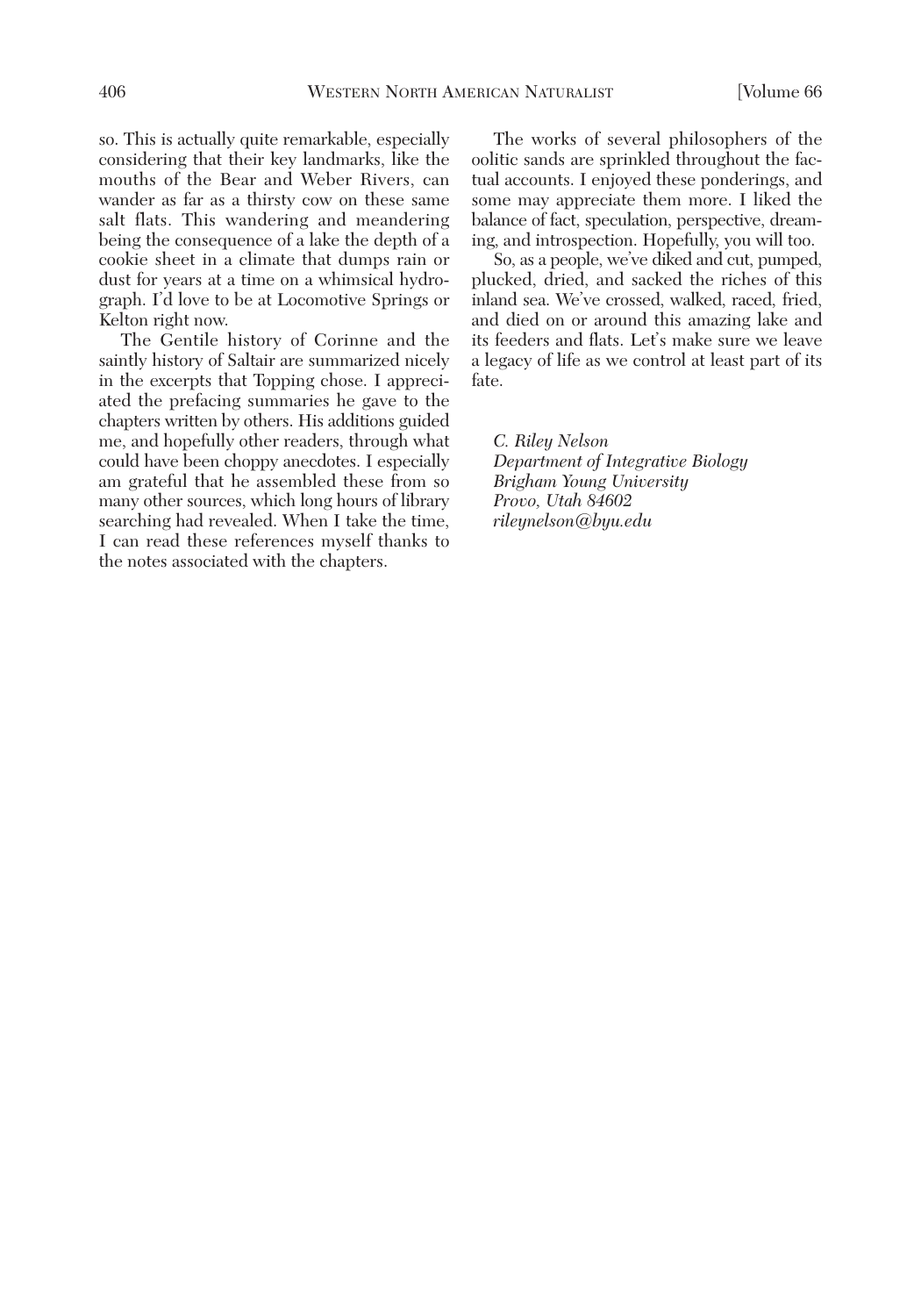so. This is actually quite remarkable, especially considering that their key landmarks, like the mouths of the Bear and Weber Rivers, can wander as far as a thirsty cow on these same salt flats. This wandering and meandering being the consequence of a lake the depth of a cookie sheet in a climate that dumps rain or dust for years at a time on a whimsical hydrograph. I'd love to be at Locomotive Springs or Kelton right now.

The Gentile history of Corinne and the saintly history of Saltair are summarized nicely in the excerpts that Topping chose. I appreciated the prefacing summaries he gave to the chapters written by others. His additions guided me, and hopefully other readers, through what could have been choppy anecdotes. I especially am grateful that he assembled these from so many other sources, which long hours of library searching had revealed. When I take the time, I can read these references myself thanks to the notes associated with the chapters.

The works of several philosophers of the oolitic sands are sprinkled throughout the factual accounts. I enjoyed these ponderings, and some may appreciate them more. I liked the balance of fact, speculation, perspective, dreaming, and introspection. Hopefully, you will too.

So, as a people, we've diked and cut, pumped, plucked, dried, and sacked the riches of this inland sea. We've crossed, walked, raced, fried, and died on or around this amazing lake and its feeders and flats. Let's make sure we leave a legacy of life as we control at least part of its fate.

*C. Riley Nelson*
*Department of Integrative Biology*
*Brigham Young University*
*Provo, Utah 84602*
*rileynelson@byu.edu*